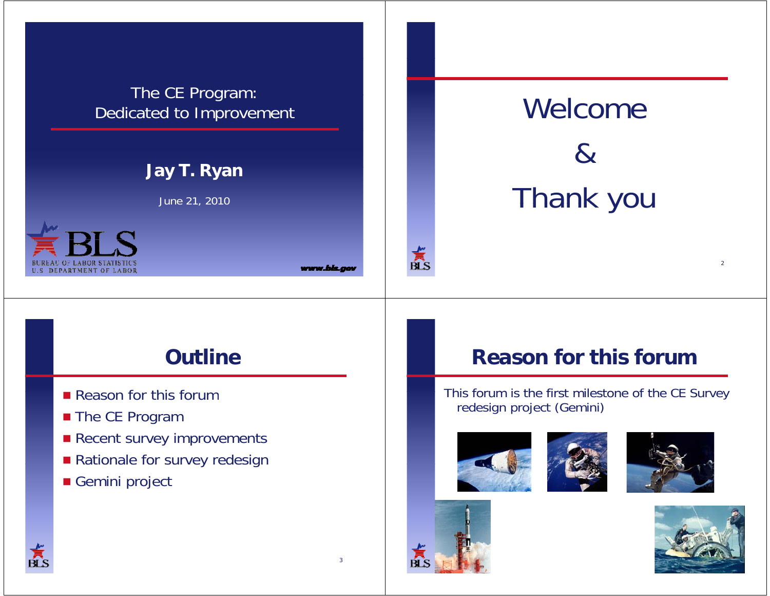# The CE Program: Dedicated to Improvement

**Jay T. Ryan**

June 21, 2010

BLS
BUREAU OF LABOR STATISTICS
U.S. DEPARTMENT OF LABOR

www.bls.gov

---

# Welcome

# &

# Thank you

---

## Outline

- Reason for this forum
- The CE Program
- Recent survey improvements
- Rationale for survey redesign
- Gemini project

---

## Reason for this forum

This forum is the first milestone of the CE Survey redesign project (Gemini)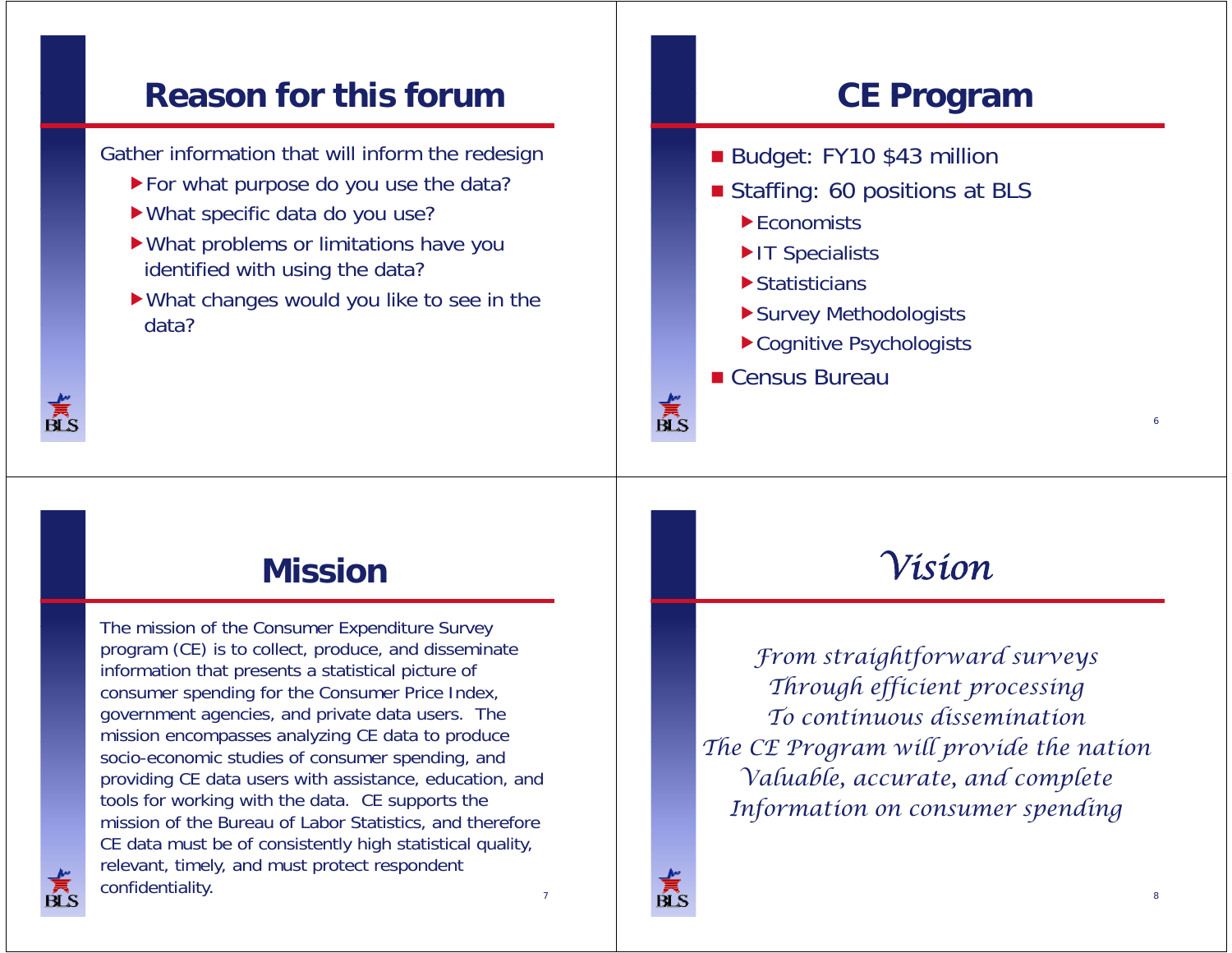## Reason for this forum

Gather information that will inform the redesign

- For what purpose do you use the data?
- What specific data do you use?
- What problems or limitations have you identified with using the data?
- What changes would you like to see in the data?

## CE Program

- Budget: FY10 $43 million
- Staffing: 60 positions at BLS
  - Economists
  - IT Specialists
  - Statisticians
  - Survey Methodologists
  - Cognitive Psychologists
- Census Bureau

## Mission

The mission of the Consumer Expenditure Survey program (CE) is to collect, produce, and disseminate information that presents a statistical picture of consumer spending for the Consumer Price Index, government agencies, and private data users. The mission encompasses analyzing CE data to produce socio-economic studies of consumer spending, and providing CE data users with assistance, education, and tools for working with the data. CE supports the mission of the Bureau of Labor Statistics, and therefore CE data must be of consistently high statistical quality, relevant, timely, and must protect respondent confidentiality.

## *Vision*

*From straightforward surveys*
*Through efficient processing*
*To continuous dissemination*
*The CE Program will provide the nation*
*Valuable, accurate, and complete*
*Information on consumer spending*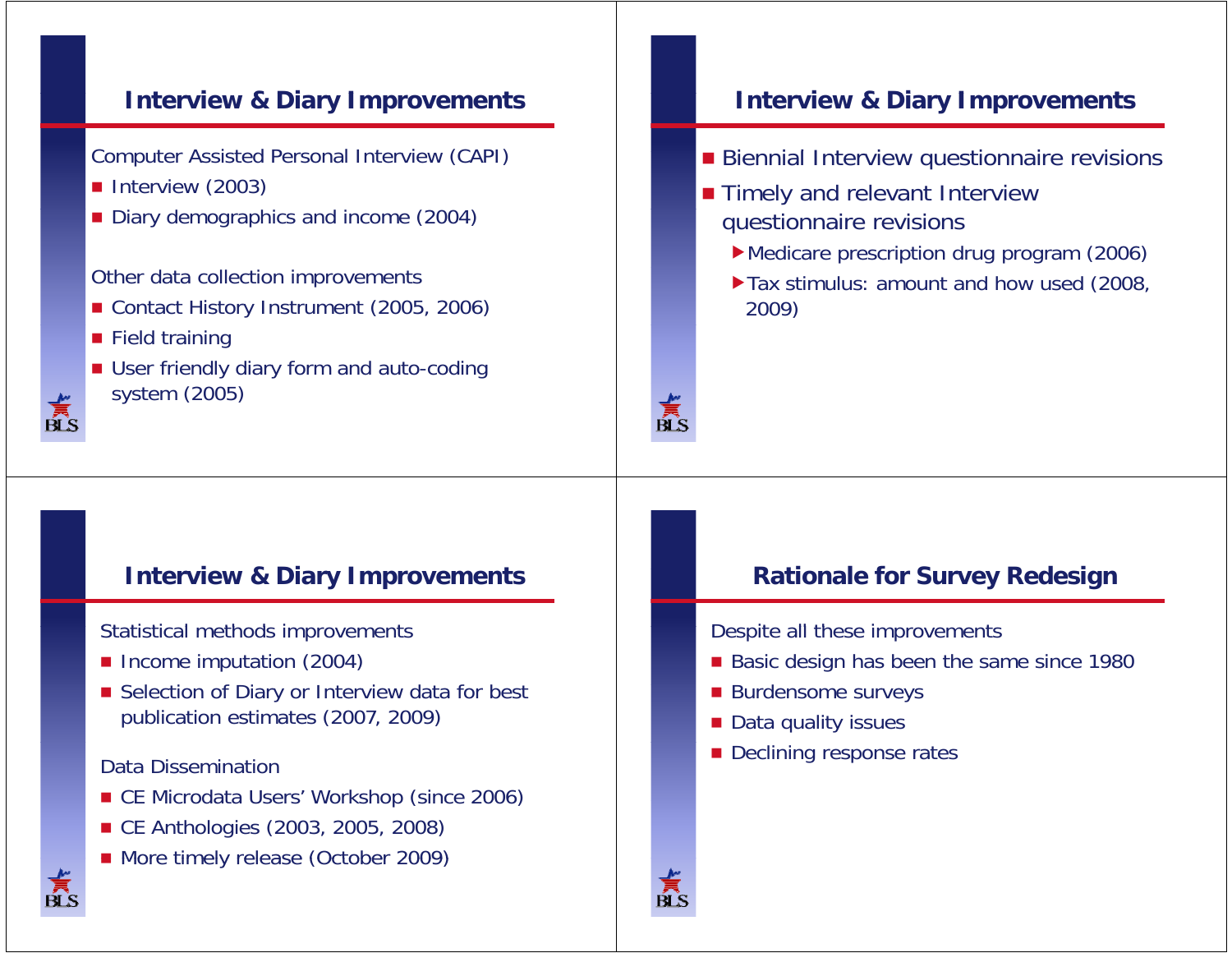## Interview & Diary Improvements

Computer Assisted Personal Interview (CAPI)

- Interview (2003)
- Diary demographics and income (2004)

Other data collection improvements

- Contact History Instrument (2005, 2006)
- Field training
- User friendly diary form and auto-coding system (2005)

## Interview & Diary Improvements

- Biennial Interview questionnaire revisions
- Timely and relevant Interview questionnaire revisions
  - Medicare prescription drug program (2006)
  - Tax stimulus: amount and how used (2008, 2009)

## Interview & Diary Improvements

Statistical methods improvements

- Income imputation (2004)
- Selection of Diary or Interview data for best publication estimates (2007, 2009)

Data Dissemination

- CE Microdata Users' Workshop (since 2006)
- CE Anthologies (2003, 2005, 2008)
- More timely release (October 2009)

## Rationale for Survey Redesign

Despite all these improvements

- Basic design has been the same since 1980
- Burdensome surveys
- Data quality issues
- Declining response rates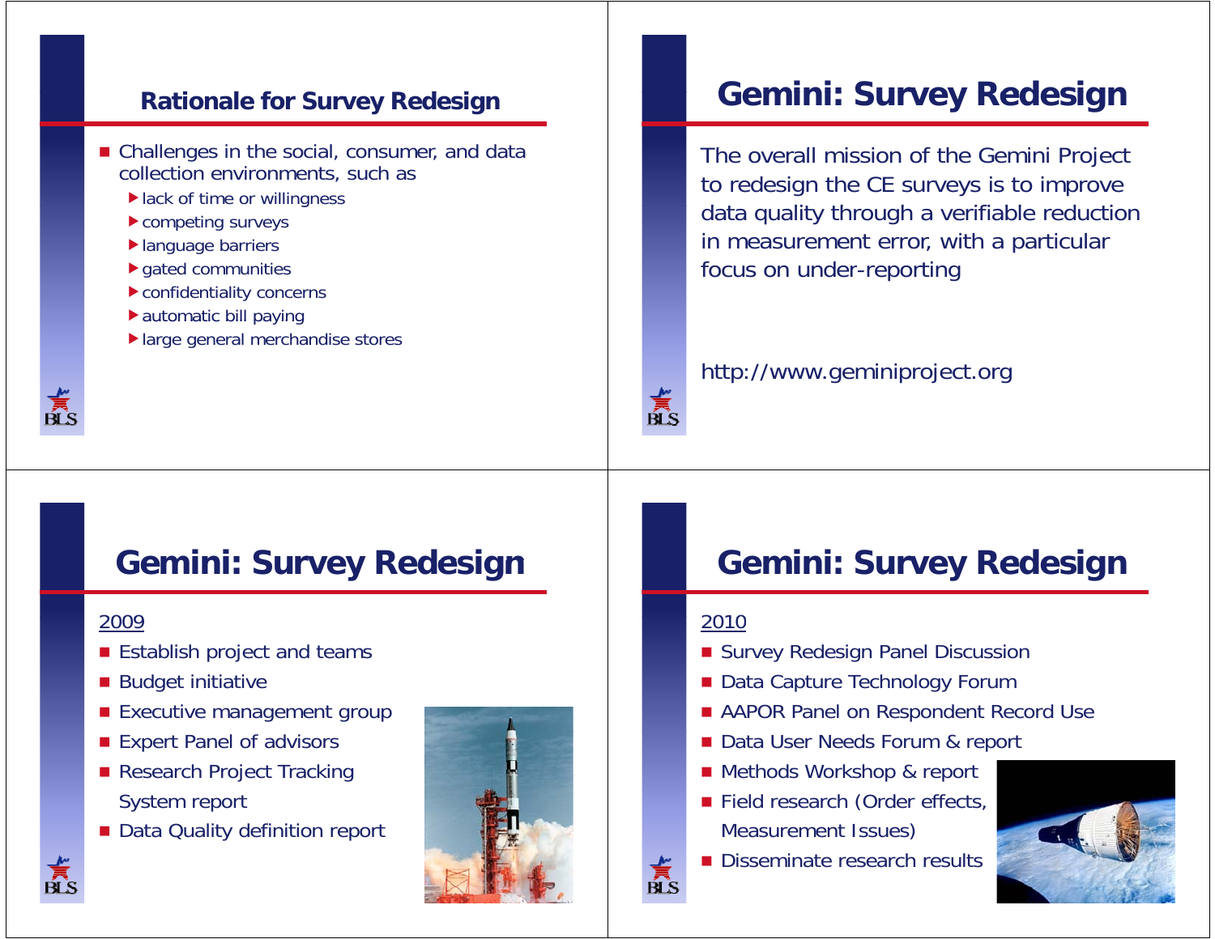## Rationale for Survey Redesign

- Challenges in the social, consumer, and data collection environments, such as
  - lack of time or willingness
  - competing surveys
  - language barriers
  - gated communities
  - confidentiality concerns
  - automatic bill paying
  - large general merchandise stores

## Gemini: Survey Redesign

The overall mission of the Gemini Project to redesign the CE surveys is to improve data quality through a verifiable reduction in measurement error, with a particular focus on under-reporting

http://www.geminiproject.org

## Gemini: Survey Redesign

2009

- Establish project and teams
- Budget initiative
- Executive management group
- Expert Panel of advisors
- Research Project Tracking System report
- Data Quality definition report

## Gemini: Survey Redesign

2010

- Survey Redesign Panel Discussion
- Data Capture Technology Forum
- AAPOR Panel on Respondent Record Use
- Data User Needs Forum & report
- Methods Workshop & report
- Field research (Order effects, Measurement Issues)
- Disseminate research results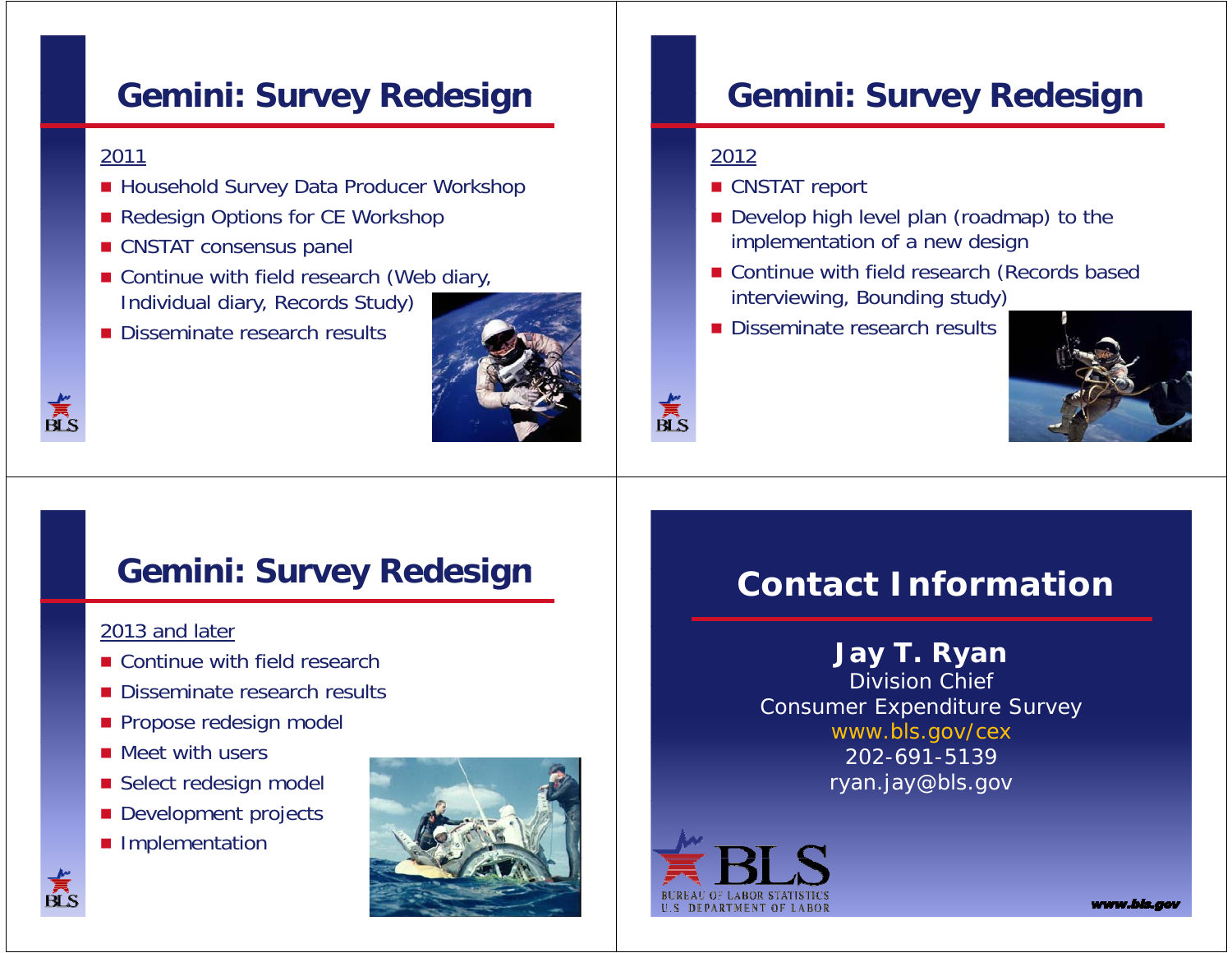## Gemini: Survey Redesign

2011

- Household Survey Data Producer Workshop
- Redesign Options for CE Workshop
- CNSTAT consensus panel
- Continue with field research (Web diary, Individual diary, Records Study)
- Disseminate research results

## Gemini: Survey Redesign

2012

- CNSTAT report
- Develop high level plan (roadmap) to the implementation of a new design
- Continue with field research (Records based interviewing, Bounding study)
- Disseminate research results

## Gemini: Survey Redesign

2013 and later

- Continue with field research
- Disseminate research results
- Propose redesign model
- Meet with users
- Select redesign model
- Development projects
- Implementation

## Contact Information

**Jay T. Ryan**
Division Chief
Consumer Expenditure Survey
www.bls.gov/cex
202-691-5139
ryan.jay@bls.gov

BLS
BUREAU OF LABOR STATISTICS
U.S. DEPARTMENT OF LABOR

www.bls.gov